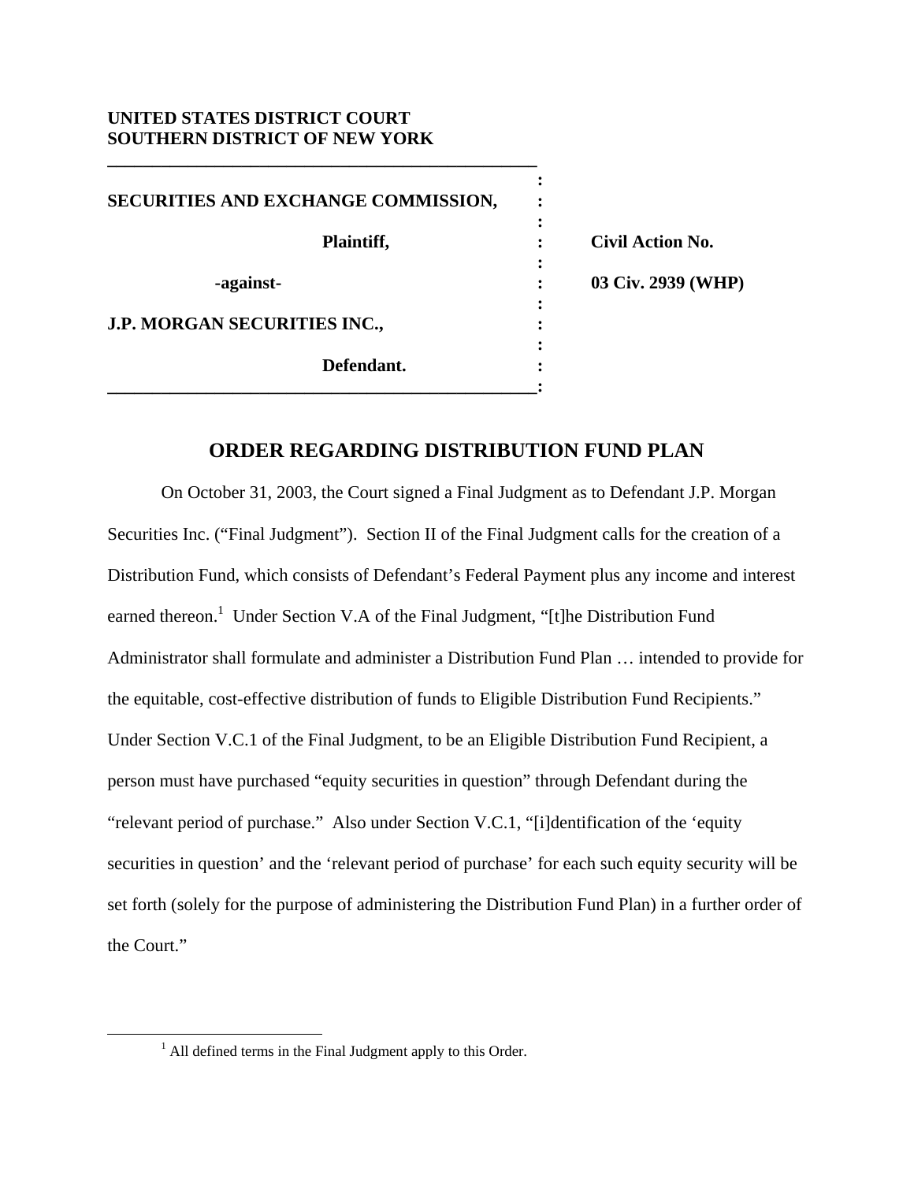**UNITED STATES DISTRICT COURT**
**SOUTHERN DISTRICT OF NEW YORK**

| | | |
|---|---|---|
| **SECURITIES AND EXCHANGE COMMISSION,** | : | |
| **Plaintiff,** | : | **Civil Action No.** |
| **-against-** | : | **03 Civ. 2939 (WHP)** |
| **J.P. MORGAN SECURITIES INC.,** | : | |
| **Defendant.** | : | |

## ORDER REGARDING DISTRIBUTION FUND PLAN

On October 31, 2003, the Court signed a Final Judgment as to Defendant J.P. Morgan Securities Inc. ("Final Judgment"). Section II of the Final Judgment calls for the creation of a Distribution Fund, which consists of Defendant's Federal Payment plus any income and interest earned thereon.[1] Under Section V.A of the Final Judgment, "[t]he Distribution Fund Administrator shall formulate and administer a Distribution Fund Plan … intended to provide for the equitable, cost-effective distribution of funds to Eligible Distribution Fund Recipients." Under Section V.C.1 of the Final Judgment, to be an Eligible Distribution Fund Recipient, a person must have purchased "equity securities in question" through Defendant during the "relevant period of purchase." Also under Section V.C.1, "[i]dentification of the 'equity securities in question' and the 'relevant period of purchase' for each such equity security will be set forth (solely for the purpose of administering the Distribution Fund Plan) in a further order of the Court."

[1] All defined terms in the Final Judgment apply to this Order.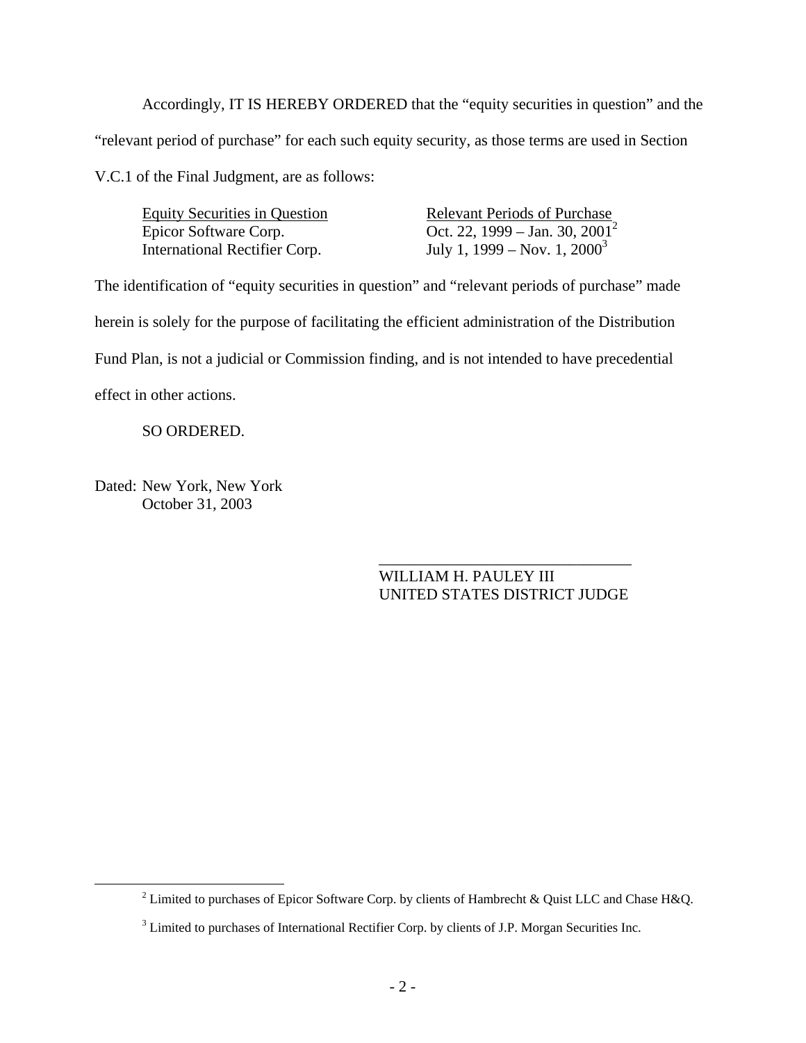Accordingly, IT IS HEREBY ORDERED that the "equity securities in question" and the "relevant period of purchase" for each such equity security, as those terms are used in Section V.C.1 of the Final Judgment, are as follows:

| Equity Securities in Question | Relevant Periods of Purchase |
|---|---|
| Epicor Software Corp. | Oct. 22, 1999 – Jan. 30, 2001[2] |
| International Rectifier Corp. | July 1, 1999 – Nov. 1, 2000[3] |

The identification of "equity securities in question" and "relevant periods of purchase" made herein is solely for the purpose of facilitating the efficient administration of the Distribution Fund Plan, is not a judicial or Commission finding, and is not intended to have precedential effect in other actions.

SO ORDERED.

Dated: New York, New York
October 31, 2003

\_\_\_\_\_\_\_\_\_\_\_\_\_\_\_\_\_\_\_\_\_\_\_\_\_\_\_\_\_\_\_\_\_\_
WILLIAM H. PAULEY III
UNITED STATES DISTRICT JUDGE

[2] Limited to purchases of Epicor Software Corp. by clients of Hambrecht & Quist LLC and Chase H&Q.

[3] Limited to purchases of International Rectifier Corp. by clients of J.P. Morgan Securities Inc.